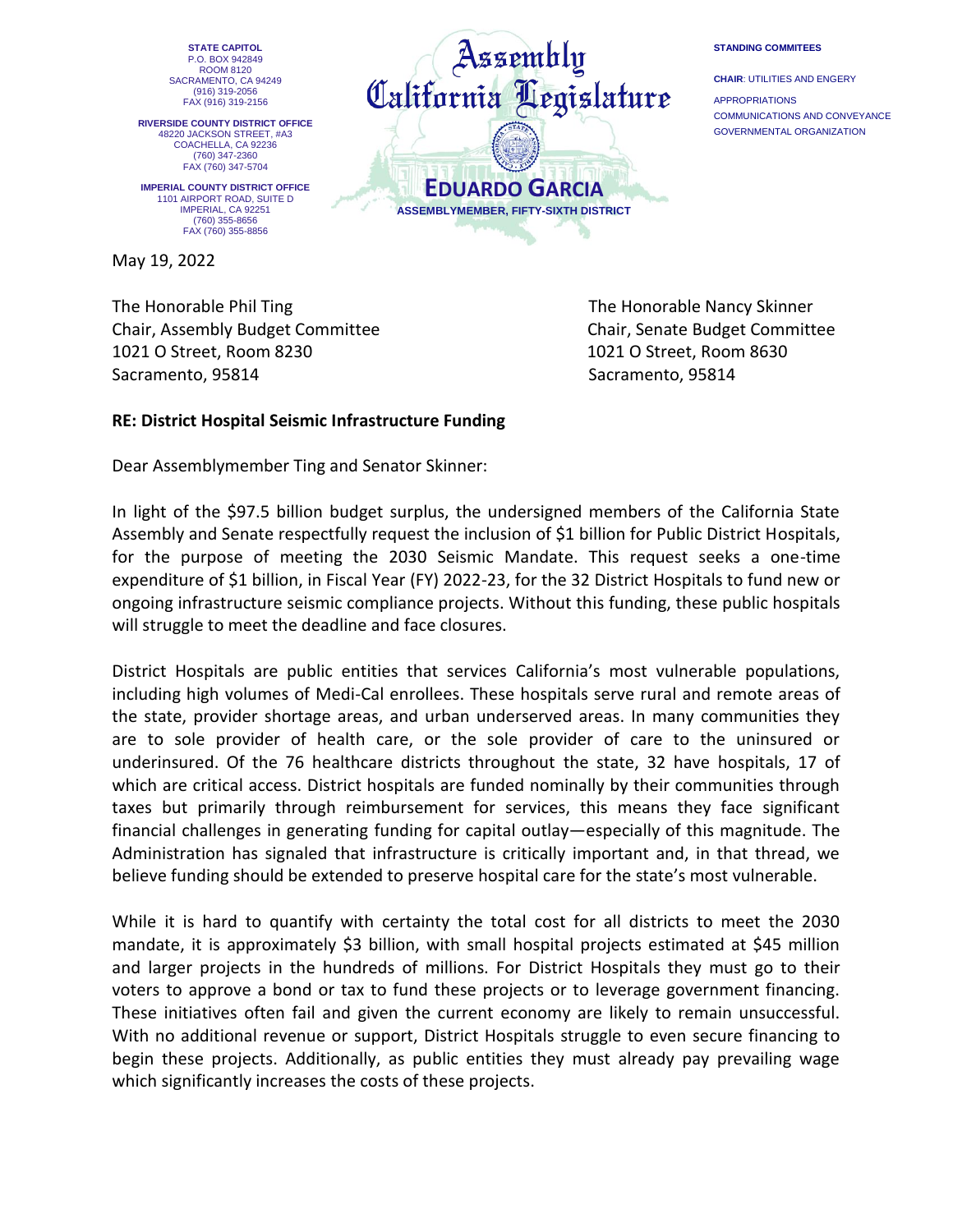STATE CAPITOL
P.O. BOX 942849
ROOM 8120
SACRAMENTO, CA 94249
(916) 319-2056
FAX (916) 319-2156

RIVERSIDE COUNTY DISTRICT OFFICE
48220 JACKSON STREET, #A3
COACHELLA, CA 92236
(760) 347-2360
FAX (760) 347-5704

IMPERIAL COUNTY DISTRICT OFFICE
1101 AIRPORT ROAD, SUITE D
IMPERIAL, CA 92251
(760) 355-8656
FAX (760) 355-8856

Assembly
California Legislature

**EDUARDO GARCIA**
ASSEMBLYMEMBER, FIFTY-SIXTH DISTRICT

STANDING COMMITEES

CHAIR: UTILITIES AND ENGERY
APPROPRIATIONS
COMMUNICATIONS AND CONVEYANCE
GOVERNMENTAL ORGANIZATION

May 19, 2022

The Honorable Phil Ting
Chair, Assembly Budget Committee
1021 O Street, Room 8230
Sacramento, 95814

The Honorable Nancy Skinner
Chair, Senate Budget Committee
1021 O Street, Room 8630
Sacramento, 95814

**RE: District Hospital Seismic Infrastructure Funding**

Dear Assemblymember Ting and Senator Skinner:

In light of the $97.5 billion budget surplus, the undersigned members of the California State Assembly and Senate respectfully request the inclusion of $1 billion for Public District Hospitals, for the purpose of meeting the 2030 Seismic Mandate. This request seeks a one-time expenditure of $1 billion, in Fiscal Year (FY) 2022-23, for the 32 District Hospitals to fund new or ongoing infrastructure seismic compliance projects. Without this funding, these public hospitals will struggle to meet the deadline and face closures.

District Hospitals are public entities that services California's most vulnerable populations, including high volumes of Medi-Cal enrollees. These hospitals serve rural and remote areas of the state, provider shortage areas, and urban underserved areas. In many communities they are to sole provider of health care, or the sole provider of care to the uninsured or underinsured. Of the 76 healthcare districts throughout the state, 32 have hospitals, 17 of which are critical access. District hospitals are funded nominally by their communities through taxes but primarily through reimbursement for services, this means they face significant financial challenges in generating funding for capital outlay—especially of this magnitude. The Administration has signaled that infrastructure is critically important and, in that thread, we believe funding should be extended to preserve hospital care for the state's most vulnerable.

While it is hard to quantify with certainty the total cost for all districts to meet the 2030 mandate, it is approximately $3 billion, with small hospital projects estimated at $45 million and larger projects in the hundreds of millions. For District Hospitals they must go to their voters to approve a bond or tax to fund these projects or to leverage government financing. These initiatives often fail and given the current economy are likely to remain unsuccessful. With no additional revenue or support, District Hospitals struggle to even secure financing to begin these projects. Additionally, as public entities they must already pay prevailing wage which significantly increases the costs of these projects.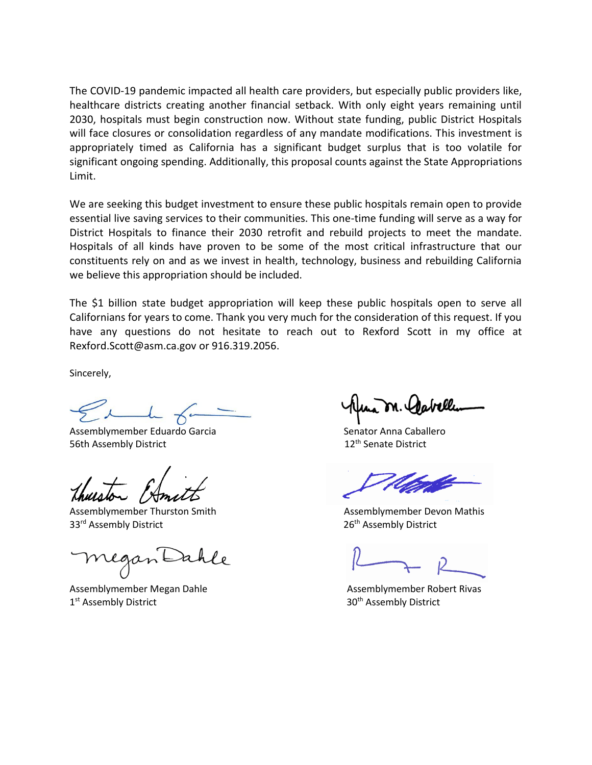The COVID-19 pandemic impacted all health care providers, but especially public providers like, healthcare districts creating another financial setback. With only eight years remaining until 2030, hospitals must begin construction now. Without state funding, public District Hospitals will face closures or consolidation regardless of any mandate modifications. This investment is appropriately timed as California has a significant budget surplus that is too volatile for significant ongoing spending. Additionally, this proposal counts against the State Appropriations Limit.

We are seeking this budget investment to ensure these public hospitals remain open to provide essential live saving services to their communities. This one-time funding will serve as a way for District Hospitals to finance their 2030 retrofit and rebuild projects to meet the mandate. Hospitals of all kinds have proven to be some of the most critical infrastructure that our constituents rely on and as we invest in health, technology, business and rebuilding California we believe this appropriation should be included.

The $1 billion state budget appropriation will keep these public hospitals open to serve all Californians for years to come. Thank you very much for the consideration of this request. If you have any questions do not hesitate to reach out to Rexford Scott in my office at Rexford.Scott@asm.ca.gov or 916.319.2056.

Sincerely,

Assemblymember Eduardo Garcia
56th Assembly District

Senator Anna Caballero
12th Senate District

Assemblymember Thurston Smith
33rd Assembly District

Assemblymember Devon Mathis
26th Assembly District

Assemblymember Megan Dahle
1st Assembly District

Assemblymember Robert Rivas
30th Assembly District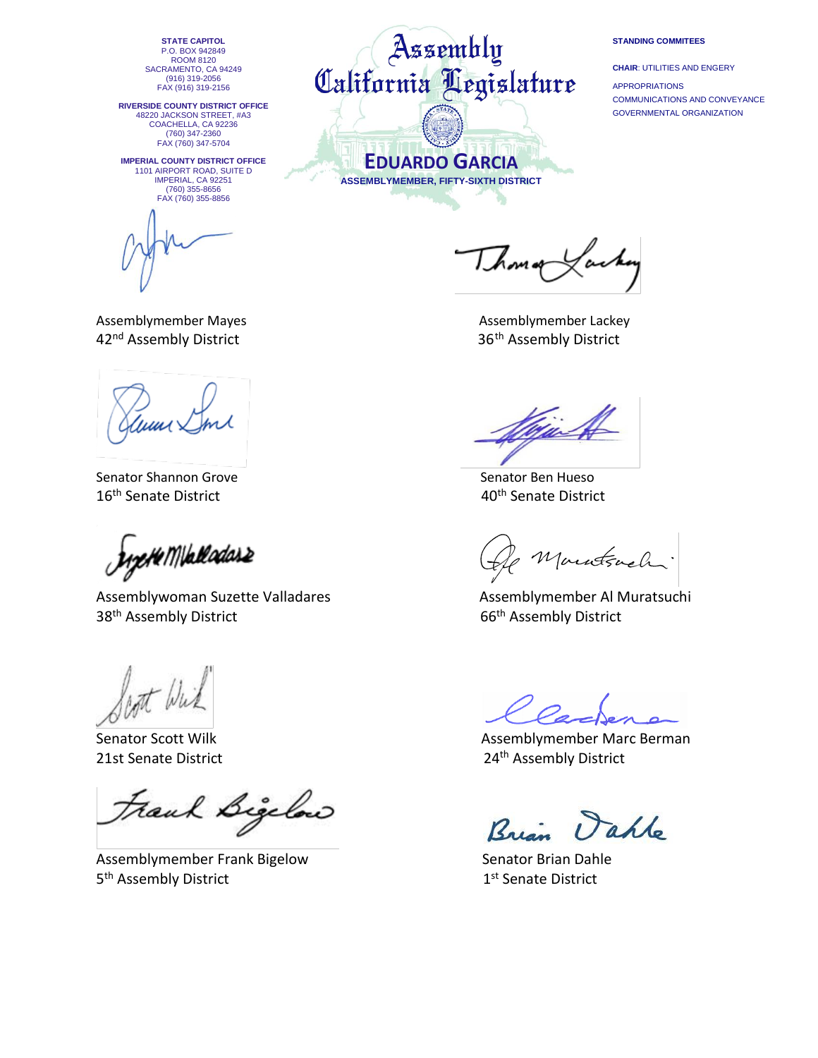STATE CAPITOL
P.O. BOX 942849
ROOM 8120
SACRAMENTO, CA 94249
(916) 319-2056
FAX (916) 319-2156

RIVERSIDE COUNTY DISTRICT OFFICE
48220 JACKSON STREET, #A3
COACHELLA, CA 92236
(760) 347-2360
FAX (760) 347-5704

IMPERIAL COUNTY DISTRICT OFFICE
1101 AIRPORT ROAD, SUITE D
IMPERIAL, CA 92251
(760) 355-8656
FAX (760) 355-8856

# Assembly California Legislature

## EDUARDO GARCIA

ASSEMBLYMEMBER, FIFTY-SIXTH DISTRICT

STANDING COMMITEES

CHAIR: UTILITIES AND ENGERY

APPROPRIATIONS
COMMUNICATIONS AND CONVEYANCE
GOVERNMENTAL ORGANIZATION

Assemblymember Mayes
42nd Assembly District

Assemblymember Lackey
36th Assembly District

Senator Shannon Grove
16th Senate District

Senator Ben Hueso
40th Senate District

Assemblywoman Suzette Valladares
38th Assembly District

Assemblymember Al Muratsuchi
66th Assembly District

Senator Scott Wilk
21st Senate District

Assemblymember Marc Berman
24th Assembly District

Assemblymember Frank Bigelow
5th Assembly District

Senator Brian Dahle
1st Senate District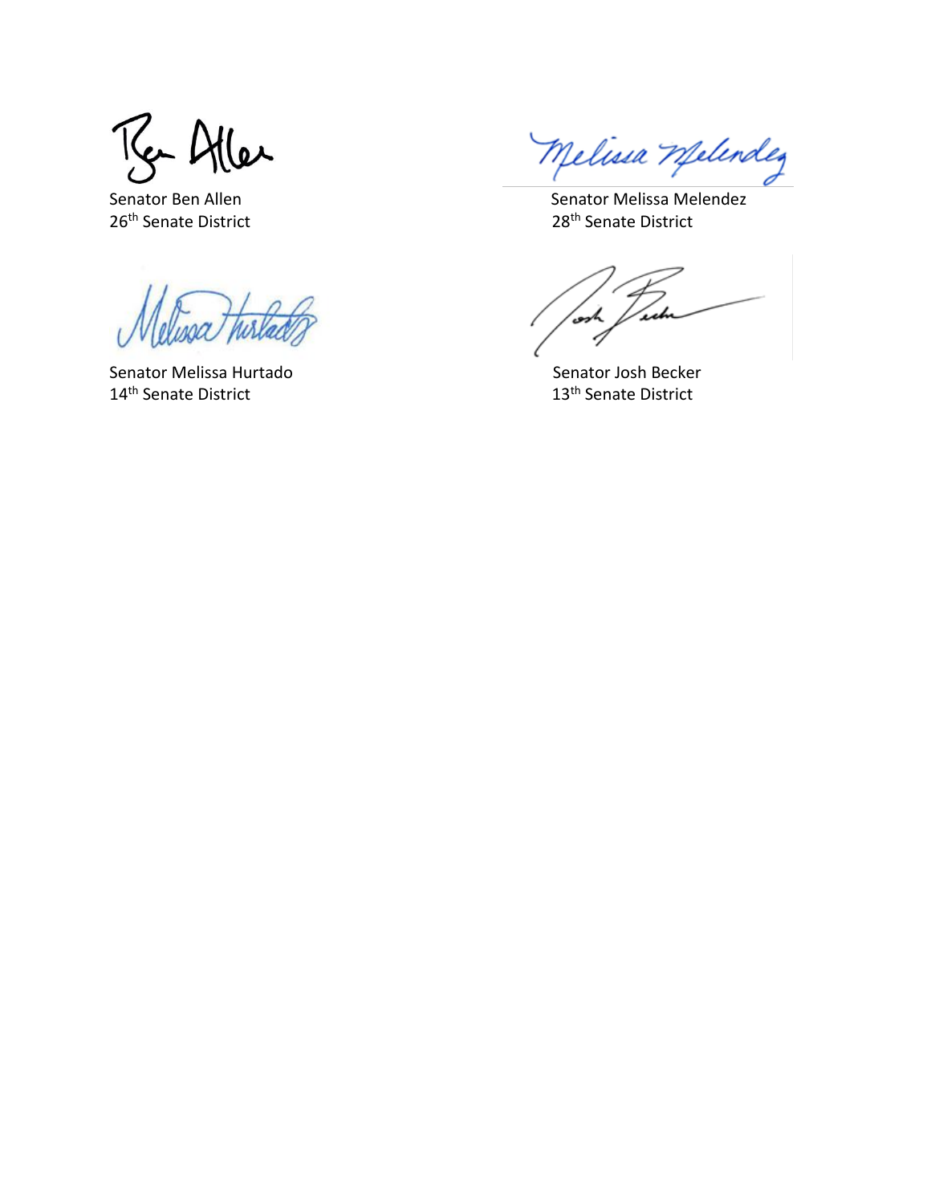Senator Ben Allen
26th Senate District

Senator Melissa Melendez
28th Senate District

Senator Melissa Hurtado
14th Senate District

Senator Josh Becker
13th Senate District